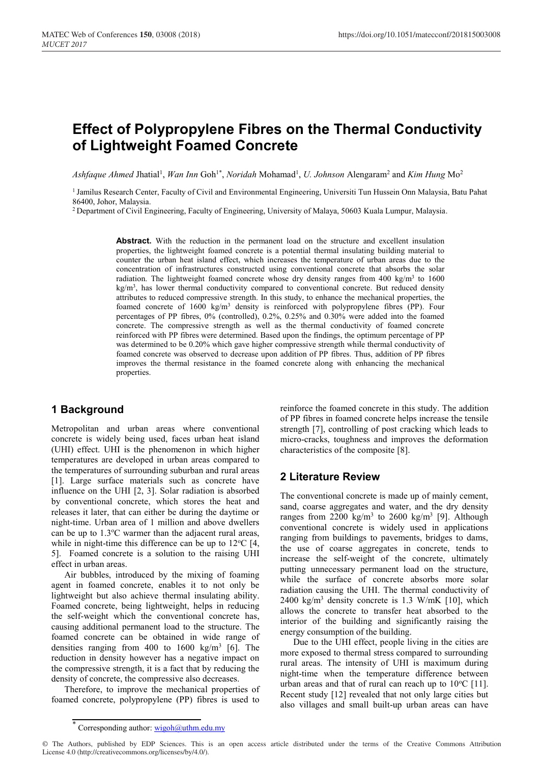# Effect of Polypropylene Fibres on the Thermal Conductivity of Lightweight Foamed Concrete

*Ashfaque Ahmed* Jhatial[1], *Wan Inn* Goh[1*], *Noridah* Mohamad[1], *U. Johnson* Alengaram[2] and *Kim Hung* Mo[2]

[1] Jamilus Research Center, Faculty of Civil and Environmental Engineering, Universiti Tun Hussein Onn Malaysia, Batu Pahat 86400, Johor, Malaysia.

[2] Department of Civil Engineering, Faculty of Engineering, University of Malaya, 50603 Kuala Lumpur, Malaysia.

**Abstract.** With the reduction in the permanent load on the structure and excellent insulation properties, the lightweight foamed concrete is a potential thermal insulating building material to counter the urban heat island effect, which increases the temperature of urban areas due to the concentration of infrastructures constructed using conventional concrete that absorbs the solar radiation. The lightweight foamed concrete whose dry density ranges from 400 kg/m$^3$ to 1600 kg/m$^3$, has lower thermal conductivity compared to conventional concrete. But reduced density attributes to reduced compressive strength. In this study, to enhance the mechanical properties, the foamed concrete of 1600 kg/m$^3$ density is reinforced with polypropylene fibres (PP). Four percentages of PP fibres, 0% (controlled), 0.2%, 0.25% and 0.30% were added into the foamed concrete. The compressive strength as well as the thermal conductivity of foamed concrete reinforced with PP fibres were determined. Based upon the findings, the optimum percentage of PP was determined to be 0.20% which gave higher compressive strength while thermal conductivity of foamed concrete was observed to decrease upon addition of PP fibres. Thus, addition of PP fibres improves the thermal resistance in the foamed concrete along with enhancing the mechanical properties.

## 1 Background

Metropolitan and urban areas where conventional concrete is widely being used, faces urban heat island (UHI) effect. UHI is the phenomenon in which higher temperatures are developed in urban areas compared to the temperatures of surrounding suburban and rural areas [1]. Large surface materials such as concrete have influence on the UHI [2, 3]. Solar radiation is absorbed by conventional concrete, which stores the heat and releases it later, that can either be during the daytime or night-time. Urban area of 1 million and above dwellers can be up to 1.3°C warmer than the adjacent rural areas, while in night-time this difference can be up to 12°C [4, 5]. Foamed concrete is a solution to the raising UHI effect in urban areas.

Air bubbles, introduced by the mixing of foaming agent in foamed concrete, enables it to not only be lightweight but also achieve thermal insulating ability. Foamed concrete, being lightweight, helps in reducing the self-weight which the conventional concrete has, causing additional permanent load to the structure. The foamed concrete can be obtained in wide range of densities ranging from 400 to 1600 kg/m$^3$ [6]. The reduction in density however has a negative impact on the compressive strength, it is a fact that by reducing the density of concrete, the compressive also decreases.

Therefore, to improve the mechanical properties of foamed concrete, polypropylene (PP) fibres is used to reinforce the foamed concrete in this study. The addition of PP fibres in foamed concrete helps increase the tensile strength [7], controlling of post cracking which leads to micro-cracks, toughness and improves the deformation characteristics of the composite [8].

## 2 Literature Review

The conventional concrete is made up of mainly cement, sand, coarse aggregates and water, and the dry density ranges from 2200 kg/m$^3$ to 2600 kg/m$^3$ [9]. Although conventional concrete is widely used in applications ranging from buildings to pavements, bridges to dams, the use of coarse aggregates in concrete, tends to increase the self-weight of the concrete, ultimately putting unnecessary permanent load on the structure, while the surface of concrete absorbs more solar radiation causing the UHI. The thermal conductivity of 2400 kg/m$^3$ density concrete is 1.3 W/mK [10], which allows the concrete to transfer heat absorbed to the interior of the building and significantly raising the energy consumption of the building.

Due to the UHI effect, people living in the cities are more exposed to thermal stress compared to surrounding rural areas. The intensity of UHI is maximum during night-time when the temperature difference between urban areas and that of rural can reach up to 10°C [11]. Recent study [12] revealed that not only large cities but also villages and small built-up urban areas can have

* Corresponding author: wigoh@uthm.edu.my

© The Authors, published by EDP Sciences. This is an open access article distributed under the terms of the Creative Commons Attribution License 4.0 (http://creativecommons.org/licenses/by/4.0/).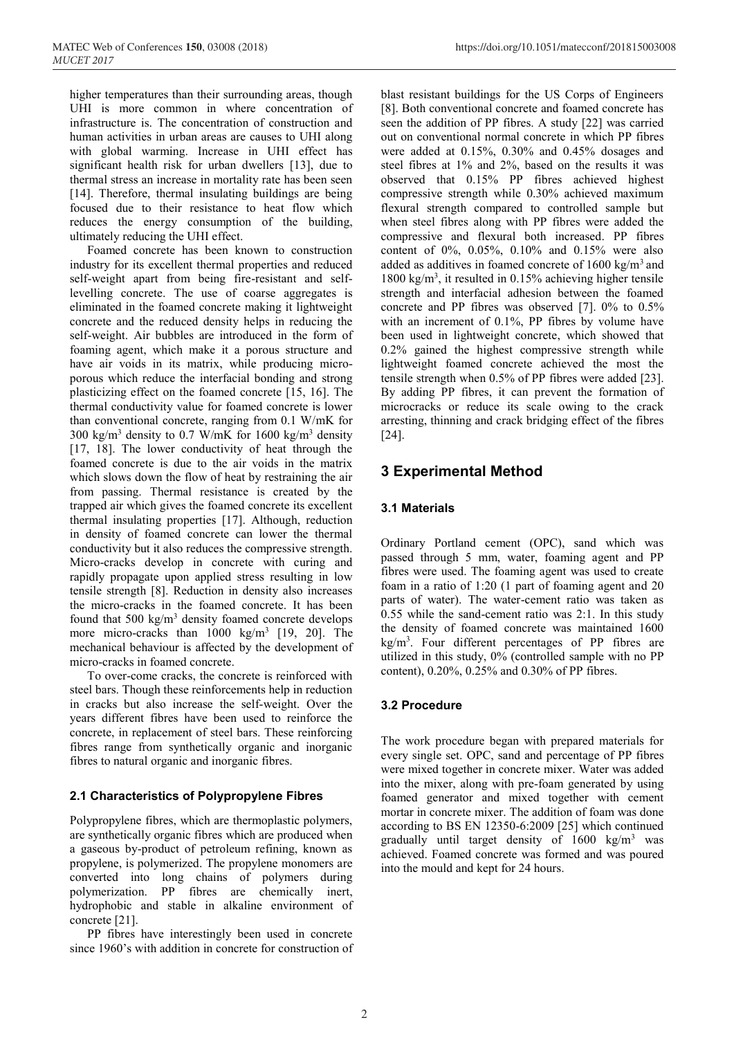higher temperatures than their surrounding areas, though UHI is more common in where concentration of infrastructure is. The concentration of construction and human activities in urban areas are causes to UHI along with global warming. Increase in UHI effect has significant health risk for urban dwellers [13], due to thermal stress an increase in mortality rate has been seen [14]. Therefore, thermal insulating buildings are being focused due to their resistance to heat flow which reduces the energy consumption of the building, ultimately reducing the UHI effect.

Foamed concrete has been known to construction industry for its excellent thermal properties and reduced self-weight apart from being fire-resistant and self-levelling concrete. The use of coarse aggregates is eliminated in the foamed concrete making it lightweight concrete and the reduced density helps in reducing the self-weight. Air bubbles are introduced in the form of foaming agent, which make it a porous structure and have air voids in its matrix, while producing micro-porous which reduce the interfacial bonding and strong plasticizing effect on the foamed concrete [15, 16]. The thermal conductivity value for foamed concrete is lower than conventional concrete, ranging from 0.1 W/mK for 300 kg/m$^3$ density to 0.7 W/mK for 1600 kg/m$^3$ density [17, 18]. The lower conductivity of heat through the foamed concrete is due to the air voids in the matrix which slows down the flow of heat by restraining the air from passing. Thermal resistance is created by the trapped air which gives the foamed concrete its excellent thermal insulating properties [17]. Although, reduction in density of foamed concrete can lower the thermal conductivity but it also reduces the compressive strength. Micro-cracks develop in concrete with curing and rapidly propagate upon applied stress resulting in low tensile strength [8]. Reduction in density also increases the micro-cracks in the foamed concrete. It has been found that 500 kg/m$^3$ density foamed concrete develops more micro-cracks than 1000 kg/m$^3$ [19, 20]. The mechanical behaviour is affected by the development of micro-cracks in foamed concrete.

To over-come cracks, the concrete is reinforced with steel bars. Though these reinforcements help in reduction in cracks but also increase the self-weight. Over the years different fibres have been used to reinforce the concrete, in replacement of steel bars. These reinforcing fibres range from synthetically organic and inorganic fibres to natural organic and inorganic fibres.

### 2.1 Characteristics of Polypropylene Fibres

Polypropylene fibres, which are thermoplastic polymers, are synthetically organic fibres which are produced when a gaseous by-product of petroleum refining, known as propylene, is polymerized. The propylene monomers are converted into long chains of polymers during polymerization. PP fibres are chemically inert, hydrophobic and stable in alkaline environment of concrete [21].

PP fibres have interestingly been used in concrete since 1960's with addition in concrete for construction of blast resistant buildings for the US Corps of Engineers [8]. Both conventional concrete and foamed concrete has seen the addition of PP fibres. A study [22] was carried out on conventional normal concrete in which PP fibres were added at 0.15%, 0.30% and 0.45% dosages and steel fibres at 1% and 2%, based on the results it was observed that 0.15% PP fibres achieved highest compressive strength while 0.30% achieved maximum flexural strength compared to controlled sample but when steel fibres along with PP fibres were added the compressive and flexural both increased. PP fibres content of 0%, 0.05%, 0.10% and 0.15% were also added as additives in foamed concrete of 1600 kg/m$^3$ and 1800 kg/m$^3$, it resulted in 0.15% achieving higher tensile strength and interfacial adhesion between the foamed concrete and PP fibres was observed [7]. 0% to 0.5% with an increment of 0.1%, PP fibres by volume have been used in lightweight concrete, which showed that 0.2% gained the highest compressive strength while lightweight foamed concrete achieved the most the tensile strength when 0.5% of PP fibres were added [23]. By adding PP fibres, it can prevent the formation of microcracks or reduce its scale owing to the crack arresting, thinning and crack bridging effect of the fibres [24].

## 3 Experimental Method

### 3.1 Materials

Ordinary Portland cement (OPC), sand which was passed through 5 mm, water, foaming agent and PP fibres were used. The foaming agent was used to create foam in a ratio of 1:20 (1 part of foaming agent and 20 parts of water). The water-cement ratio was taken as 0.55 while the sand-cement ratio was 2:1. In this study the density of foamed concrete was maintained 1600 kg/m$^3$. Four different percentages of PP fibres are utilized in this study, 0% (controlled sample with no PP content), 0.20%, 0.25% and 0.30% of PP fibres.

### 3.2 Procedure

The work procedure began with prepared materials for every single set. OPC, sand and percentage of PP fibres were mixed together in concrete mixer. Water was added into the mixer, along with pre-foam generated by using foamed generator and mixed together with cement mortar in concrete mixer. The addition of foam was done according to BS EN 12350-6:2009 [25] which continued gradually until target density of 1600 kg/m$^3$ was achieved. Foamed concrete was formed and was poured into the mould and kept for 24 hours.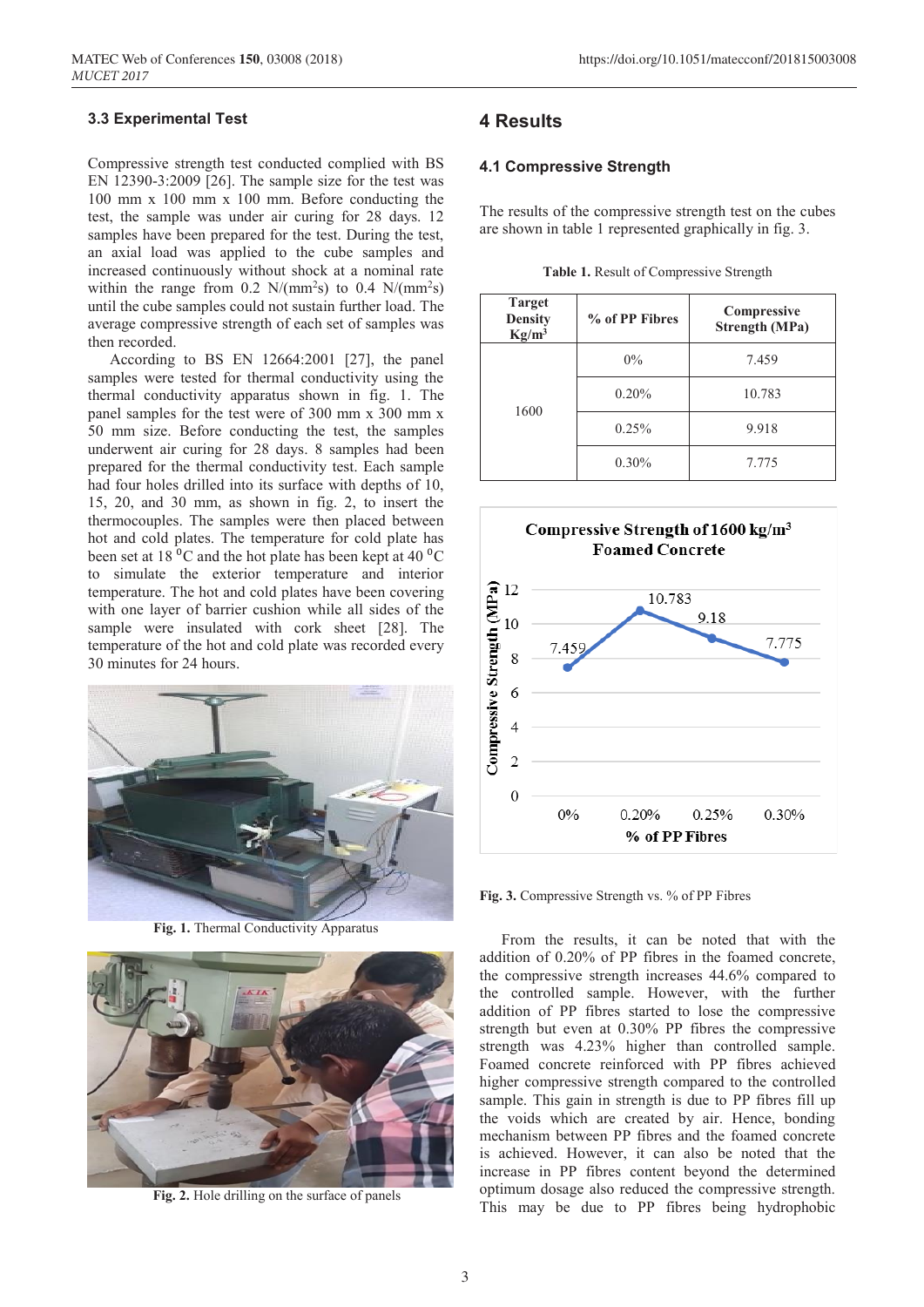### 3.3 Experimental Test

Compressive strength test conducted complied with BS EN 12390-3:2009 [26]. The sample size for the test was 100 mm x 100 mm x 100 mm. Before conducting the test, the sample was under air curing for 28 days. 12 samples have been prepared for the test. During the test, an axial load was applied to the cube samples and increased continuously without shock at a nominal rate within the range from 0.2 $N/(mm^2s)$ to 0.4 $N/(mm^2s)$ until the cube samples could not sustain further load. The average compressive strength of each set of samples was then recorded.

According to BS EN 12664:2001 [27], the panel samples were tested for thermal conductivity using the thermal conductivity apparatus shown in fig. 1. The panel samples for the test were of 300 mm x 300 mm x 50 mm size. Before conducting the test, the samples underwent air curing for 28 days. 8 samples had been prepared for the thermal conductivity test. Each sample had four holes drilled into its surface with depths of 10, 15, 20, and 30 mm, as shown in fig. 2, to insert the thermocouples. The samples were then placed between hot and cold plates. The temperature for cold plate has been set at 18 $^0$C and the hot plate has been kept at 40 $^0$C to simulate the exterior temperature and interior temperature. The hot and cold plates have been covering with one layer of barrier cushion while all sides of the sample were insulated with cork sheet [28]. The temperature of the hot and cold plate was recorded every 30 minutes for 24 hours.

**Fig. 1.** Thermal Conductivity Apparatus

**Fig. 2.** Hole drilling on the surface of panels

## 4 Results

### 4.1 Compressive Strength

The results of the compressive strength test on the cubes are shown in table 1 represented graphically in fig. 3.

**Table 1.** Result of Compressive Strength

| Target Density Kg/m$^3$ | % of PP Fibres | Compressive Strength (MPa) |
|---|---|---|
| 1600 | 0% | 7.459 |
| | 0.20% | 10.783 |
| | 0.25% | 9.918 |
| | 0.30% | 7.775 |

Compressive Strength of 1600 kg/m$^3$ Foamed Concrete

**Fig. 3.** Compressive Strength vs. % of PP Fibres

From the results, it can be noted that with the addition of 0.20% of PP fibres in the foamed concrete, the compressive strength increases 44.6% compared to the controlled sample. However, with the further addition of PP fibres started to lose the compressive strength but even at 0.30% PP fibres the compressive strength was 4.23% higher than controlled sample. Foamed concrete reinforced with PP fibres achieved higher compressive strength compared to the controlled sample. This gain in strength is due to PP fibres fill up the voids which are created by air. Hence, bonding mechanism between PP fibres and the foamed concrete is achieved. However, it can also be noted that the increase in PP fibres content beyond the determined optimum dosage also reduced the compressive strength. This may be due to PP fibres being hydrophobic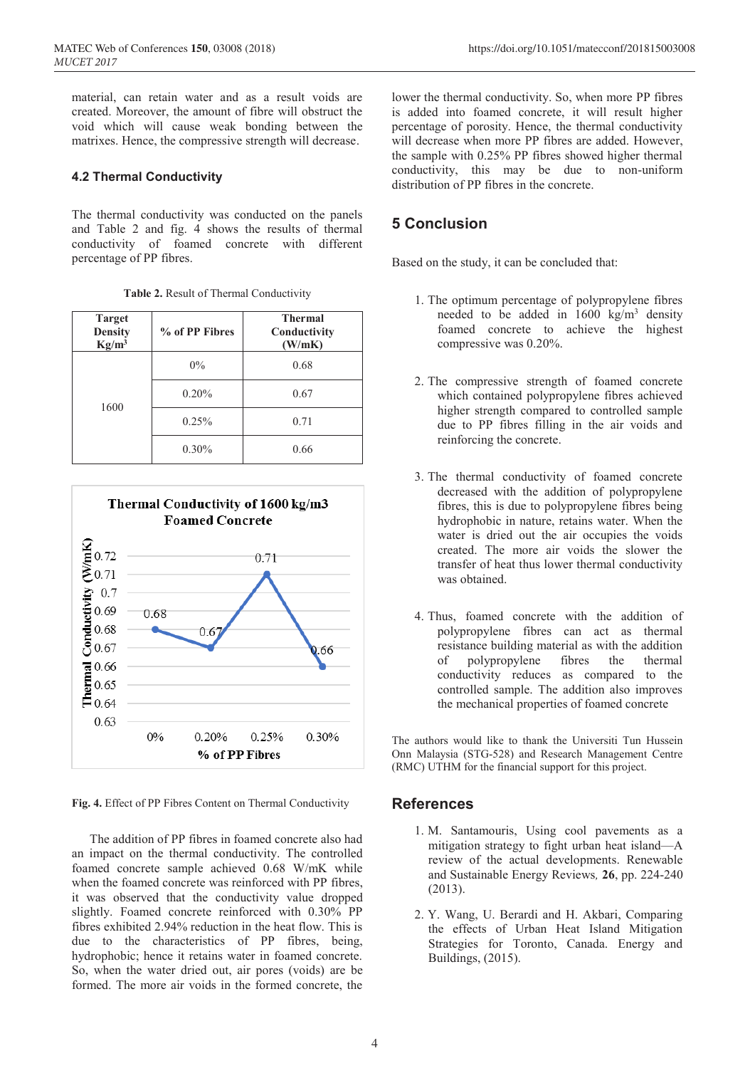material, can retain water and as a result voids are created. Moreover, the amount of fibre will obstruct the void which will cause weak bonding between the matrixes. Hence, the compressive strength will decrease.

### 4.2 Thermal Conductivity

The thermal conductivity was conducted on the panels and Table 2 and fig. 4 shows the results of thermal conductivity of foamed concrete with different percentage of PP fibres.

**Table 2.** Result of Thermal Conductivity

| Target Density Kg/m$^3$ | % of PP Fibres | Thermal Conductivity (W/mK) |
|---|---|---|
| 1600 | 0% | 0.68 |
| | 0.20% | 0.67 |
| | 0.25% | 0.71 |
| | 0.30% | 0.66 |

**Fig. 4.** Effect of PP Fibres Content on Thermal Conductivity

The addition of PP fibres in foamed concrete also had an impact on the thermal conductivity. The controlled foamed concrete sample achieved 0.68 W/mK while when the foamed concrete was reinforced with PP fibres, it was observed that the conductivity value dropped slightly. Foamed concrete reinforced with 0.30% PP fibres exhibited 2.94% reduction in the heat flow. This is due to the characteristics of PP fibres, being, hydrophobic; hence it retains water in foamed concrete. So, when the water dried out, air pores (voids) are be formed. The more air voids in the formed concrete, the lower the thermal conductivity. So, when more PP fibres is added into foamed concrete, it will result higher percentage of porosity. Hence, the thermal conductivity will decrease when more PP fibres are added. However, the sample with 0.25% PP fibres showed higher thermal conductivity, this may be due to non-uniform distribution of PP fibres in the concrete.

## 5 Conclusion

Based on the study, it can be concluded that:

1. The optimum percentage of polypropylene fibres needed to be added in 1600 kg/m$^3$ density foamed concrete to achieve the highest compressive was 0.20%.

2. The compressive strength of foamed concrete which contained polypropylene fibres achieved higher strength compared to controlled sample due to PP fibres filling in the air voids and reinforcing the concrete.

3. The thermal conductivity of foamed concrete decreased with the addition of polypropylene fibres, this is due to polypropylene fibres being hydrophobic in nature, retains water. When the water is dried out the air occupies the voids created. The more air voids the slower the transfer of heat thus lower thermal conductivity was obtained.

4. Thus, foamed concrete with the addition of polypropylene fibres can act as thermal resistance building material as with the addition of polypropylene fibres the thermal conductivity reduces as compared to the controlled sample. The addition also improves the mechanical properties of foamed concrete

The authors would like to thank the Universiti Tun Hussein Onn Malaysia (STG-528) and Research Management Centre (RMC) UTHM for the financial support for this project.

## References

1. M. Santamouris, Using cool pavements as a mitigation strategy to fight urban heat island—A review of the actual developments. Renewable and Sustainable Energy Reviews, **26**, pp. 224-240 (2013).

2. Y. Wang, U. Berardi and H. Akbari, Comparing the effects of Urban Heat Island Mitigation Strategies for Toronto, Canada. Energy and Buildings, (2015).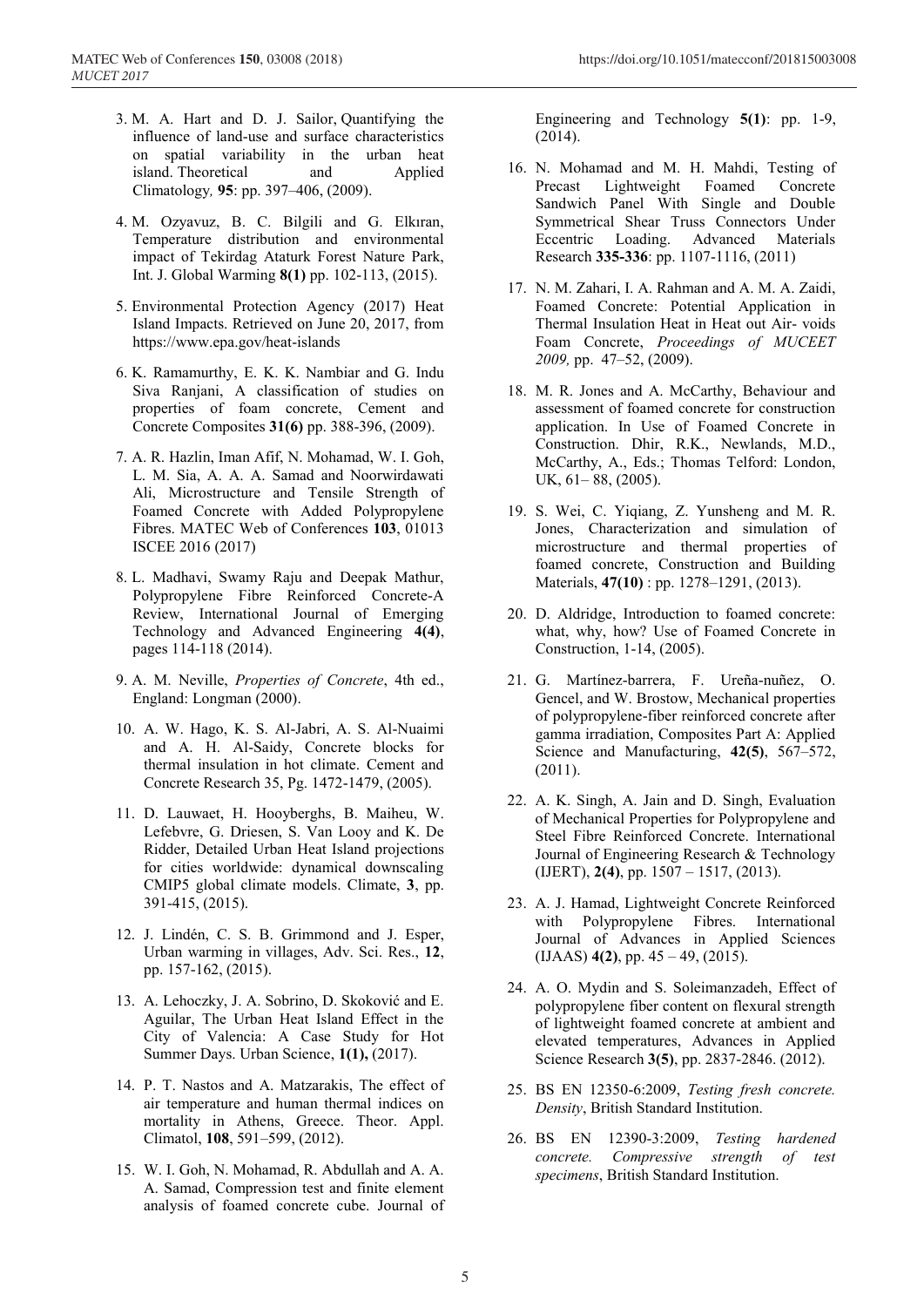3. M. A. Hart and D. J. Sailor, Quantifying the influence of land-use and surface characteristics on spatial variability in the urban heat island. Theoretical and Applied Climatology*,* **95**: pp. 397–406, (2009).

4. M. Ozyavuz, B. C. Bilgili and G. Elkıran, Temperature distribution and environmental impact of Tekirdag Ataturk Forest Nature Park, Int. J. Global Warming **8(1)** pp. 102-113, (2015).

5. Environmental Protection Agency (2017) Heat Island Impacts. Retrieved on June 20, 2017, from https://www.epa.gov/heat-islands

6. K. Ramamurthy, E. K. K. Nambiar and G. Indu Siva Ranjani, A classification of studies on properties of foam concrete, Cement and Concrete Composites **31(6)** pp. 388-396, (2009).

7. A. R. Hazlin, Iman Afif, N. Mohamad, W. I. Goh, L. M. Sia, A. A. A. Samad and Noorwirdawati Ali, Microstructure and Tensile Strength of Foamed Concrete with Added Polypropylene Fibres. MATEC Web of Conferences **103**, 01013 ISCEE 2016 (2017)

8. L. Madhavi, Swamy Raju and Deepak Mathur, Polypropylene Fibre Reinforced Concrete-A Review, International Journal of Emerging Technology and Advanced Engineering **4(4)**, pages 114-118 (2014).

9. A. M. Neville, *Properties of Concrete*, 4th ed., England: Longman (2000).

10. A. W. Hago, K. S. Al-Jabri, A. S. Al-Nuaimi and A. H. Al-Saidy, Concrete blocks for thermal insulation in hot climate. Cement and Concrete Research 35, Pg. 1472-1479, (2005).

11. D. Lauwaet, H. Hooyberghs, B. Maiheu, W. Lefebvre, G. Driesen, S. Van Looy and K. De Ridder, Detailed Urban Heat Island projections for cities worldwide: dynamical downscaling CMIP5 global climate models. Climate, **3**, pp. 391-415, (2015).

12. J. Lindén, C. S. B. Grimmond and J. Esper, Urban warming in villages, Adv. Sci. Res., **12**, pp. 157-162, (2015).

13. A. Lehoczky, J. A. Sobrino, D. Skoković and E. Aguilar, The Urban Heat Island Effect in the City of Valencia: A Case Study for Hot Summer Days. Urban Science, **1(1),** (2017).

14. P. T. Nastos and A. Matzarakis, The effect of air temperature and human thermal indices on mortality in Athens, Greece. Theor. Appl. Climatol, **108**, 591–599, (2012).

15. W. I. Goh, N. Mohamad, R. Abdullah and A. A. A. Samad, Compression test and finite element analysis of foamed concrete cube. Journal of Engineering and Technology **5(1)**: pp. 1-9, (2014).

16. N. Mohamad and M. H. Mahdi, Testing of Precast Lightweight Foamed Concrete Sandwich Panel With Single and Double Symmetrical Shear Truss Connectors Under Eccentric Loading. Advanced Materials Research **335-336**: pp. 1107-1116, (2011)

17. N. M. Zahari, I. A. Rahman and A. M. A. Zaidi, Foamed Concrete: Potential Application in Thermal Insulation Heat in Heat out Air- voids Foam Concrete, *Proceedings of MUCEET 2009,* pp. 47–52, (2009).

18. M. R. Jones and A. McCarthy, Behaviour and assessment of foamed concrete for construction application. In Use of Foamed Concrete in Construction. Dhir, R.K., Newlands, M.D., McCarthy, A., Eds.; Thomas Telford: London, UK, 61– 88, (2005).

19. S. Wei, C. Yiqiang, Z. Yunsheng and M. R. Jones, Characterization and simulation of microstructure and thermal properties of foamed concrete, Construction and Building Materials, **47(10)** : pp. 1278–1291, (2013).

20. D. Aldridge, Introduction to foamed concrete: what, why, how? Use of Foamed Concrete in Construction, 1-14, (2005).

21. G. Martínez-barrera, F. Ureña-nuñez, O. Gencel, and W. Brostow, Mechanical properties of polypropylene-fiber reinforced concrete after gamma irradiation, Composites Part A: Applied Science and Manufacturing, **42(5)**, 567–572, (2011).

22. A. K. Singh, A. Jain and D. Singh, Evaluation of Mechanical Properties for Polypropylene and Steel Fibre Reinforced Concrete. International Journal of Engineering Research & Technology (IJERT), **2(4)**, pp. 1507 – 1517, (2013).

23. A. J. Hamad, Lightweight Concrete Reinforced with Polypropylene Fibres. International Journal of Advances in Applied Sciences (IJAAS) **4(2)**, pp. 45 – 49, (2015).

24. A. O. Mydin and S. Soleimanzadeh, Effect of polypropylene fiber content on flexural strength of lightweight foamed concrete at ambient and elevated temperatures, Advances in Applied Science Research **3(5)**, pp. 2837-2846. (2012).

25. BS EN 12350-6:2009, *Testing fresh concrete. Density*, British Standard Institution.

26. BS EN 12390-3:2009, *Testing hardened concrete. Compressive strength of test specimens*, British Standard Institution.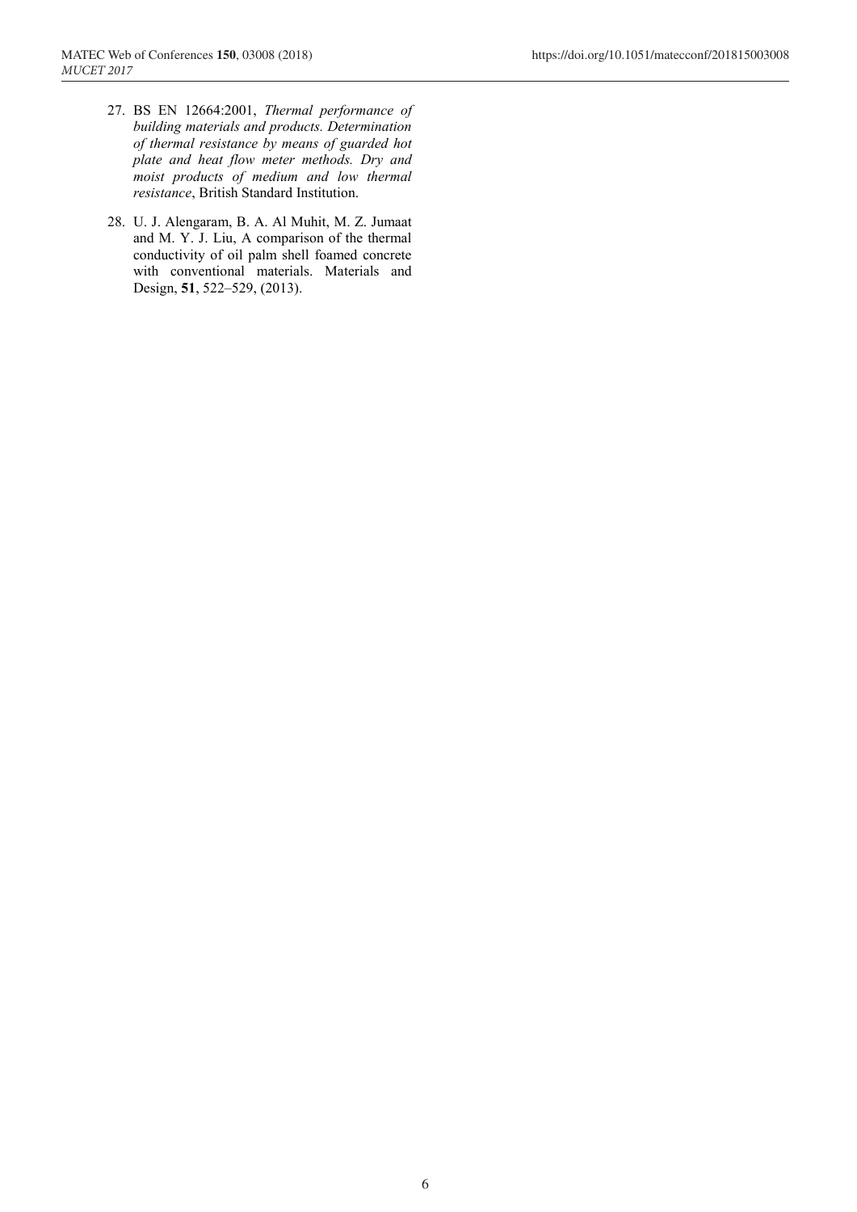27. BS EN 12664:2001, *Thermal performance of building materials and products. Determination of thermal resistance by means of guarded hot plate and heat flow meter methods. Dry and moist products of medium and low thermal resistance*, British Standard Institution.

28. U. J. Alengaram, B. A. Al Muhit, M. Z. Jumaat and M. Y. J. Liu, A comparison of the thermal conductivity of oil palm shell foamed concrete with conventional materials. Materials and Design, **51**, 522–529, (2013).